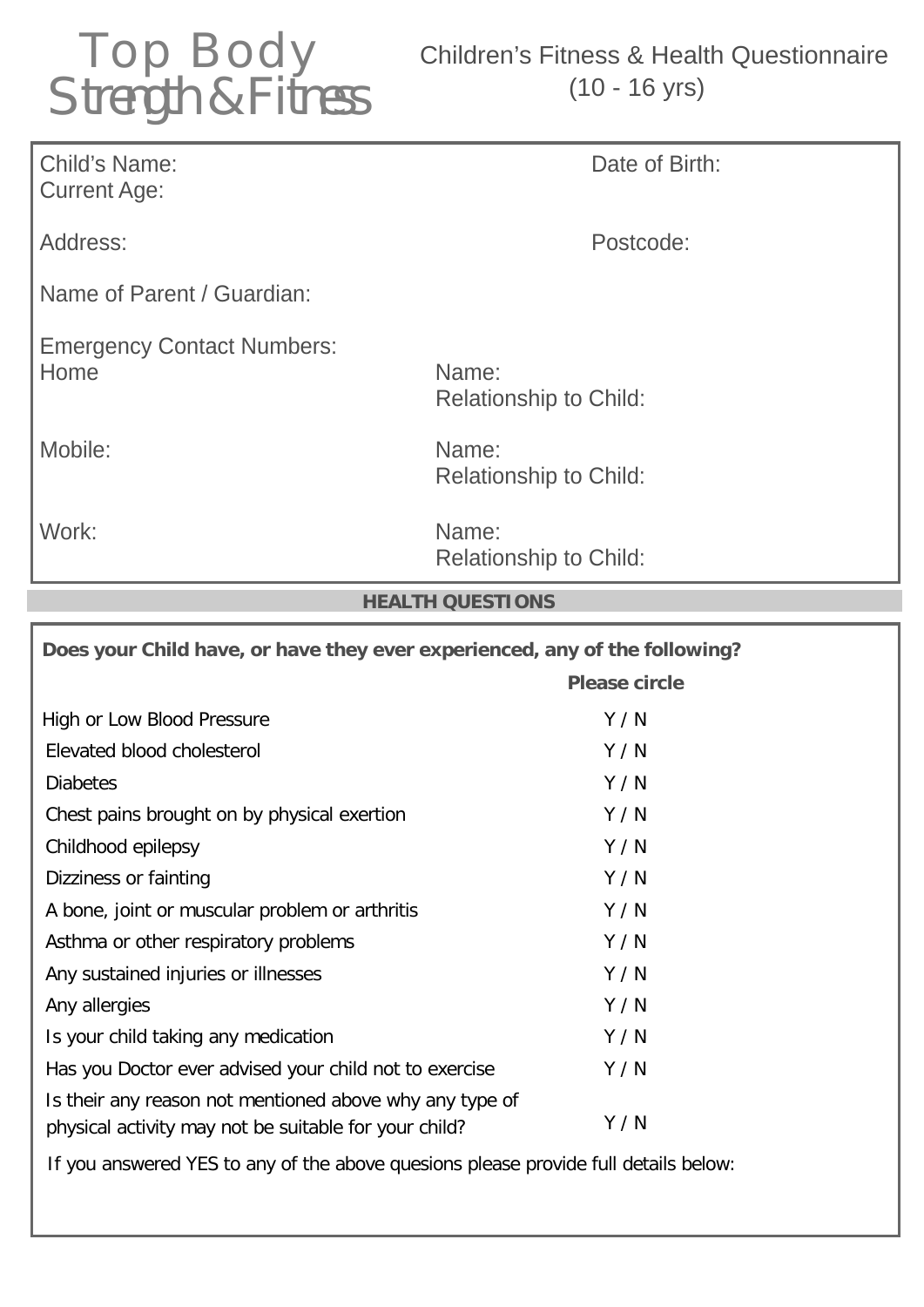# Top Body Strength & Fitness

## Children's Fitness & Health Questionnaire (10 - 16 yrs)

Child's Name: Date of Birth:
Current Age:

Address: Postcode:

Name of Parent / Guardian:

Emergency Contact Numbers:

| | |
|---|---|
| Home | Name:<br>Relationship to Child: |
| Mobile: | Name:<br>Relationship to Child: |
| Work: | Name:<br>Relationship to Child: |

## HEALTH QUESTIONS

**Does your Child have, or have they ever experienced, any of the following?**

| | **Please circle** |
|---|---|
| High or Low Blood Pressure | Y / N |
| Elevated blood cholesterol | Y / N |
| Diabetes | Y / N |
| Chest pains brought on by physical exertion | Y / N |
| Childhood epilepsy | Y / N |
| Dizziness or fainting | Y / N |
| A bone, joint or muscular problem or arthritis | Y / N |
| Asthma or other respiratory problems | Y / N |
| Any sustained injuries or illnesses | Y / N |
| Any allergies | Y / N |
| Is your child taking any medication | Y / N |
| Has you Doctor ever advised your child not to exercise | Y / N |
| Is their any reason not mentioned above why any type of physical activity may not be suitable for your child? | Y / N |

If you answered YES to any of the above quesions please provide full details below: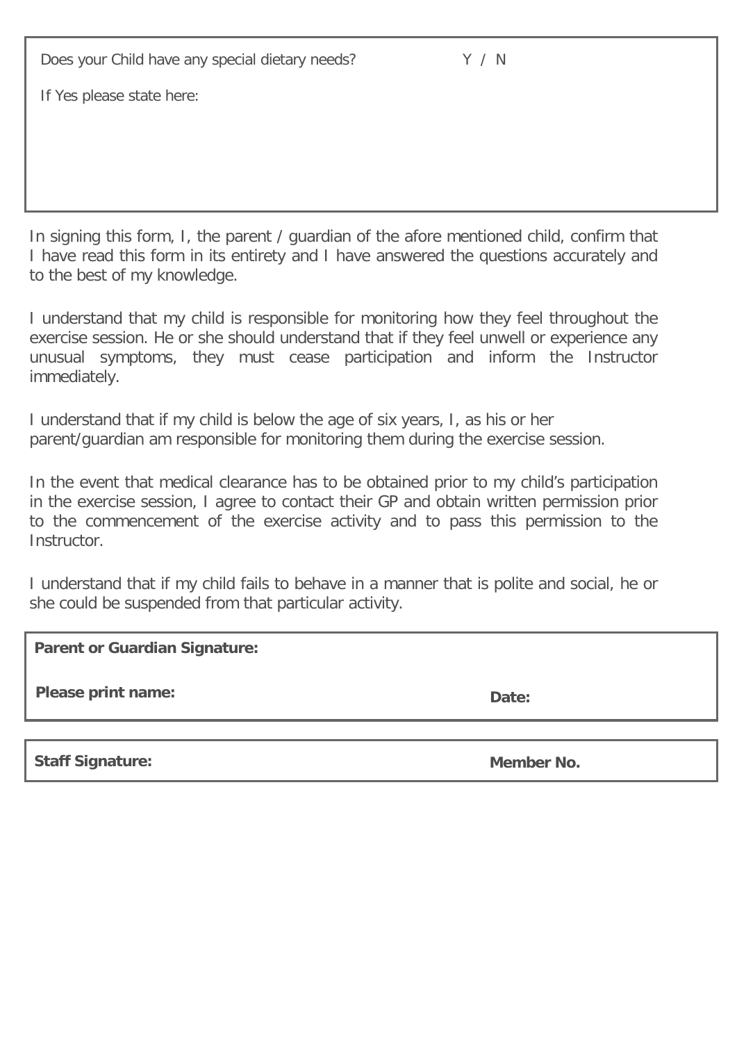Does your Child have any special dietary needs? Y / N

If Yes please state here:

In signing this form, I, the parent / guardian of the afore mentioned child, confirm that I have read this form in its entirety and I have answered the questions accurately and to the best of my knowledge.

I understand that my child is responsible for monitoring how they feel throughout the exercise session. He or she should understand that if they feel unwell or experience any unusual symptoms, they must cease participation and inform the Instructor immediately.

I understand that if my child is below the age of six years, I, as his or her parent/guardian am responsible for monitoring them during the exercise session.

In the event that medical clearance has to be obtained prior to my child's participation in the exercise session, I agree to contact their GP and obtain written permission prior to the commencement of the exercise activity and to pass this permission to the Instructor.

I understand that if my child fails to behave in a manner that is polite and social, he or she could be suspended from that particular activity.

**Parent or Guardian Signature:**

**Please print name:** **Date:**

**Staff Signature:** **Member No.**